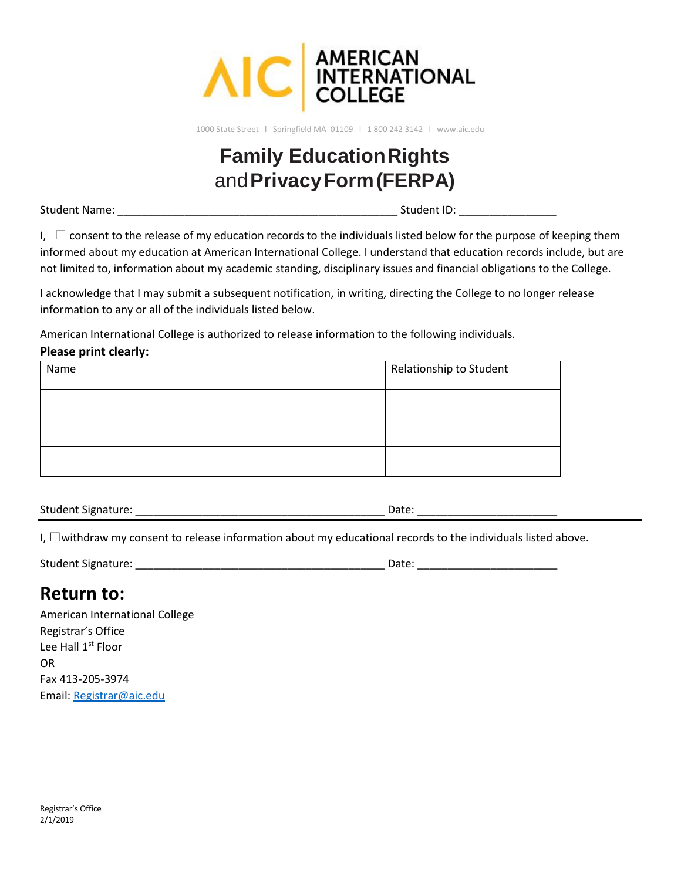AMERICAN INTERNATIONAL COLLEGE

1000 State Street | Springfield MA 01109 | 1 800 242 3142 | www.aic.edu

# Family Education Rights and Privacy Form (FERPA)

Student Name: _______________________________________________ Student ID: ________________

I, ☐ consent to the release of my education records to the individuals listed below for the purpose of keeping them informed about my education at American International College. I understand that education records include, but are not limited to, information about my academic standing, disciplinary issues and financial obligations to the College.

I acknowledge that I may submit a subsequent notification, in writing, directing the College to no longer release information to any or all of the individuals listed below.

American International College is authorized to release information to the following individuals.

**Please print clearly:**

| Name | Relationship to Student |
|---|---|
| | |
| | |
| | |

Student Signature: __________________________________________ Date: _______________________

---

I, ☐withdraw my consent to release information about my educational records to the individuals listed above.

Student Signature: __________________________________________ Date: _______________________

## Return to:

American International College
Registrar's Office
Lee Hall 1st Floor
OR
Fax 413-205-3974
Email: Registrar@aic.edu

Registrar's Office
2/1/2019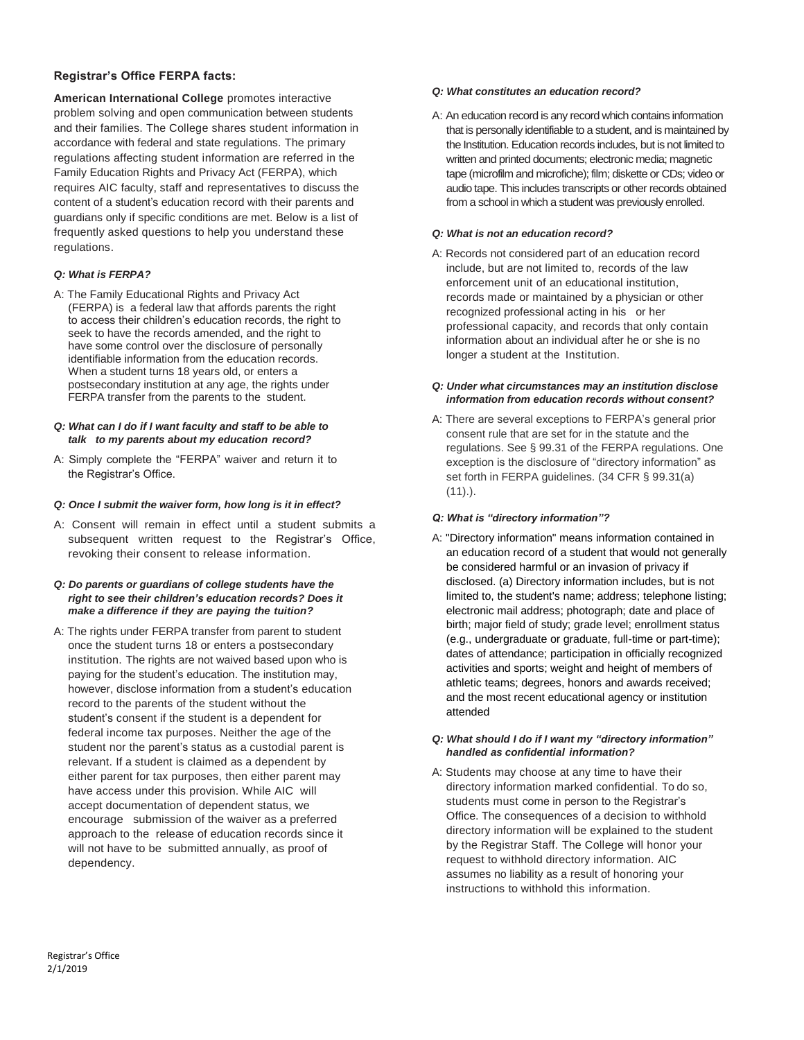## Registrar's Office FERPA facts:

**American International College** promotes interactive problem solving and open communication between students and their families. The College shares student information in accordance with federal and state regulations. The primary regulations affecting student information are referred in the Family Education Rights and Privacy Act (FERPA), which requires AIC faculty, staff and representatives to discuss the content of a student's education record with their parents and guardians only if specific conditions are met. Below is a list of frequently asked questions to help you understand these regulations.

***Q: What is FERPA?***

A: The Family Educational Rights and Privacy Act (FERPA) is a federal law that affords parents the right to access their children's education records, the right to seek to have the records amended, and the right to have some control over the disclosure of personally identifiable information from the education records. When a student turns 18 years old, or enters a postsecondary institution at any age, the rights under FERPA transfer from the parents to the student.

***Q: What can I do if I want faculty and staff to be able to talk to my parents about my education record?***

A: Simply complete the "FERPA" waiver and return it to the Registrar's Office.

***Q: Once I submit the waiver form, how long is it in effect?***

A: Consent will remain in effect until a student submits a subsequent written request to the Registrar's Office, revoking their consent to release information.

***Q: Do parents or guardians of college students have the right to see their children's education records? Does it make a difference if they are paying the tuition?***

A: The rights under FERPA transfer from parent to student once the student turns 18 or enters a postsecondary institution. The rights are not waived based upon who is paying for the student's education. The institution may, however, disclose information from a student's education record to the parents of the student without the student's consent if the student is a dependent for federal income tax purposes. Neither the age of the student nor the parent's status as a custodial parent is relevant. If a student is claimed as a dependent by either parent for tax purposes, then either parent may have access under this provision. While AIC will accept documentation of dependent status, we encourage submission of the waiver as a preferred approach to the release of education records since it will not have to be submitted annually, as proof of dependency.

***Q: What constitutes an education record?***

A: An education record is any record which contains information that is personally identifiable to a student, and is maintained by the Institution. Education records includes, but is not limited to written and printed documents; electronic media; magnetic tape (microfilm and microfiche); film; diskette or CDs; video or audio tape. This includes transcripts or other records obtained from a school in which a student was previously enrolled.

***Q: What is not an education record?***

A: Records not considered part of an education record include, but are not limited to, records of the law enforcement unit of an educational institution, records made or maintained by a physician or other recognized professional acting in his or her professional capacity, and records that only contain information about an individual after he or she is no longer a student at the Institution.

***Q: Under what circumstances may an institution disclose information from education records without consent?***

A: There are several exceptions to FERPA's general prior consent rule that are set for in the statute and the regulations. See § 99.31 of the FERPA regulations. One exception is the disclosure of "directory information" as set forth in FERPA guidelines. (34 CFR § 99.31(a)(11).).

***Q: What is "directory information"?***

A: "Directory information" means information contained in an education record of a student that would not generally be considered harmful or an invasion of privacy if disclosed. (a) Directory information includes, but is not limited to, the student's name; address; telephone listing; electronic mail address; photograph; date and place of birth; major field of study; grade level; enrollment status (e.g., undergraduate or graduate, full-time or part-time); dates of attendance; participation in officially recognized activities and sports; weight and height of members of athletic teams; degrees, honors and awards received; and the most recent educational agency or institution attended

***Q: What should I do if I want my "directory information" handled as confidential information?***

A: Students may choose at any time to have their directory information marked confidential. To do so, students must come in person to the Registrar's Office. The consequences of a decision to withhold directory information will be explained to the student by the Registrar Staff. The College will honor your request to withhold directory information. AIC assumes no liability as a result of honoring your instructions to withhold this information.

Registrar's Office
2/1/2019